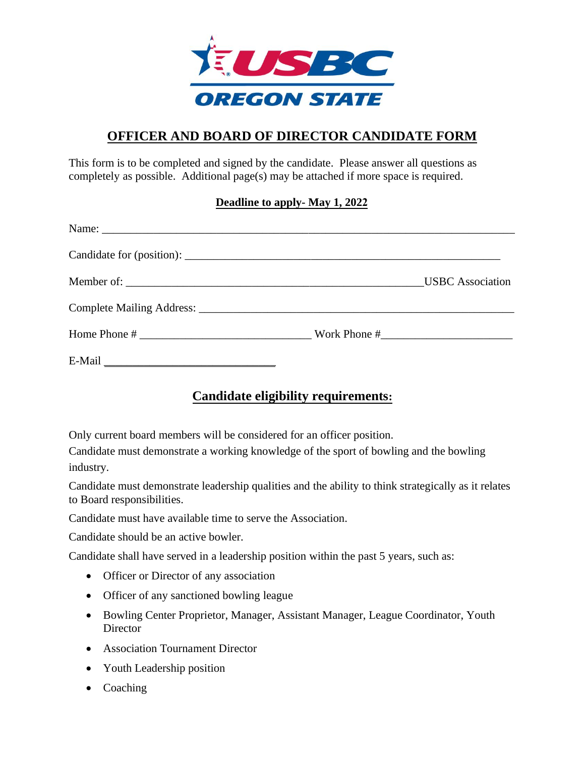USBC OREGON STATE

# OFFICER AND BOARD OF DIRECTOR CANDIDATE FORM

This form is to be completed and signed by the candidate. Please answer all questions as completely as possible. Additional page(s) may be attached if more space is required.

**Deadline to apply- May 1, 2022**

Name: ___________________________________________________________________________

Candidate for (position): _______________________________________________________

Member of: _____________________________________________________USBC Association

Complete Mailing Address: _________________________________________________________

Home Phone # ______________________________ Work Phone #_______________________

E-Mail ______________________________

## Candidate eligibility requirements:

Only current board members will be considered for an officer position.

Candidate must demonstrate a working knowledge of the sport of bowling and the bowling industry.

Candidate must demonstrate leadership qualities and the ability to think strategically as it relates to Board responsibilities.

Candidate must have available time to serve the Association.

Candidate should be an active bowler.

Candidate shall have served in a leadership position within the past 5 years, such as:

- Officer or Director of any association
- Officer of any sanctioned bowling league
- Bowling Center Proprietor, Manager, Assistant Manager, League Coordinator, Youth Director
- Association Tournament Director
- Youth Leadership position
- Coaching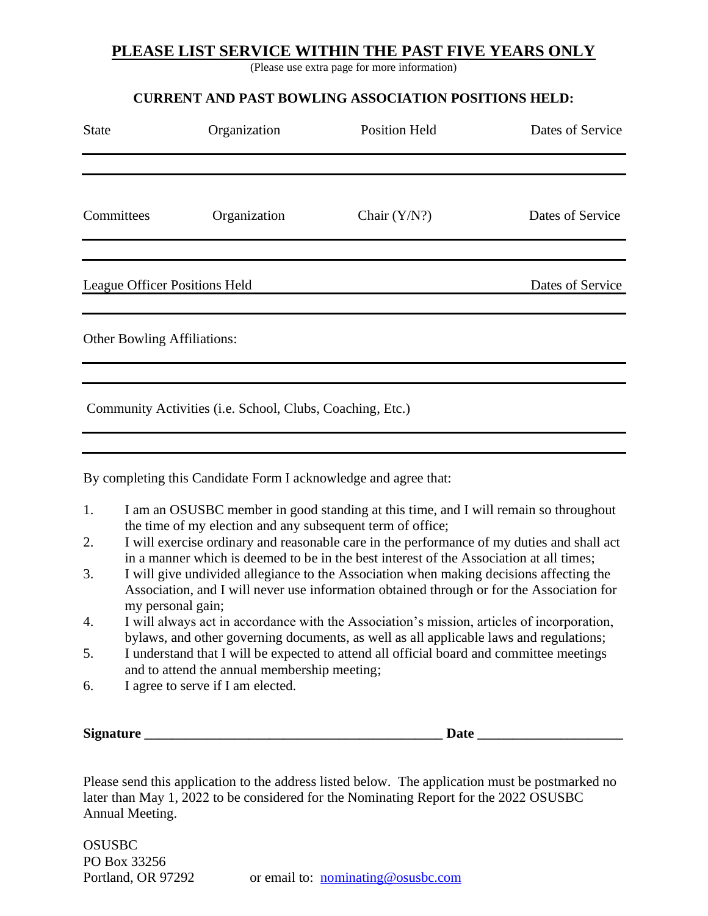# PLEASE LIST SERVICE WITHIN THE PAST FIVE YEARS ONLY

(Please use extra page for more information)

**CURRENT AND PAST BOWLING ASSOCIATION POSITIONS HELD:**

| State | Organization | Position Held | Dates of Service |
|---|---|---|---|
| | | | |
| | | | |

| Committees | Organization | Chair (Y/N?) | Dates of Service |
|---|---|---|---|
| | | | |
| | | | |

| League Officer Positions Held | Dates of Service |
|---|---|
| | |

Other Bowling Affiliations:

Community Activities (i.e. School, Clubs, Coaching, Etc.)

By completing this Candidate Form I acknowledge and agree that:

1. I am an OSUSBC member in good standing at this time, and I will remain so throughout the time of my election and any subsequent term of office;
2. I will exercise ordinary and reasonable care in the performance of my duties and shall act in a manner which is deemed to be in the best interest of the Association at all times;
3. I will give undivided allegiance to the Association when making decisions affecting the Association, and I will never use information obtained through or for the Association for my personal gain;
4. I will always act in accordance with the Association's mission, articles of incorporation, bylaws, and other governing documents, as well as all applicable laws and regulations;
5. I understand that I will be expected to attend all official board and committee meetings and to attend the annual membership meeting;
6. I agree to serve if I am elected.

**Signature** ________________________________________ **Date** ____________________

Please send this application to the address listed below. The application must be postmarked no later than May 1, 2022 to be considered for the Nominating Report for the 2022 OSUSBC Annual Meeting.

OSUSBC
PO Box 33256
Portland, OR 97292 or email to: nominating@osusbc.com